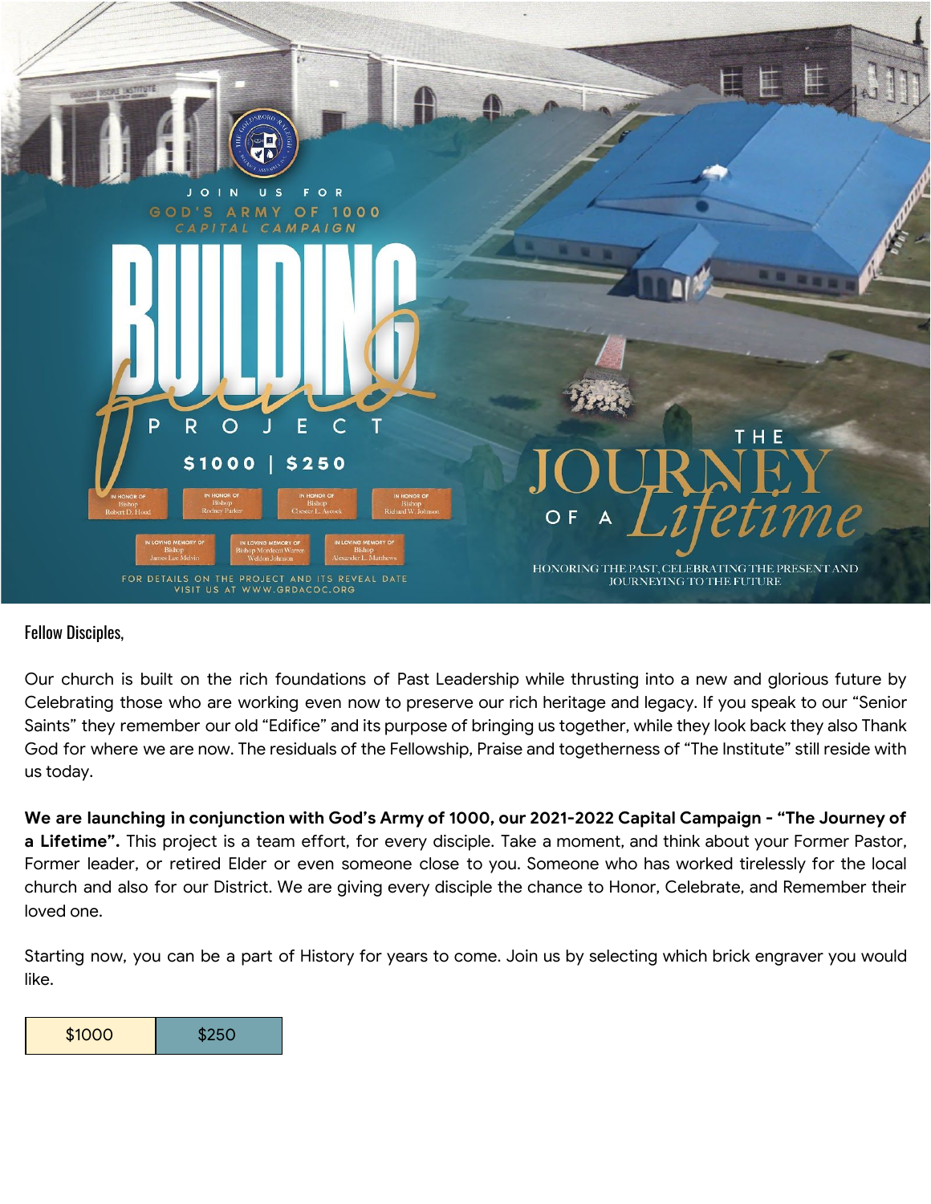JOIN US FOR

GOD'S ARMY OF 1000

CAPITAL CAMPAIGN

# BUILDING *fund* PROJECT

$1000 | $250

IN HONOR OF Bishop Robert D. Hood

IN HONOR OF Bishop Rodney Parker

IN HONOR OF Bishop Chester L. Aycock

IN HONOR OF Bishop Richard W. Johnson

IN LOVING MEMORY OF Bishop James Lee Melvin

IN LOVING MEMORY OF Bishop Mordecai Warren Weldon Johnson

IN LOVING MEMORY OF Bishop Alexander L. Matthews

FOR DETAILS ON THE PROJECT AND ITS REVEAL DATE VISIT US AT WWW.GRDACOC.ORG

## THE JOURNEY OF A *Lifetime*

HONORING THE PAST, CELEBRATING THE PRESENT AND JOURNEYING TO THE FUTURE

Fellow Disciples,

Our church is built on the rich foundations of Past Leadership while thrusting into a new and glorious future by Celebrating those who are working even now to preserve our rich heritage and legacy. If you speak to our "Senior Saints" they remember our old "Edifice" and its purpose of bringing us together, while they look back they also Thank God for where we are now. The residuals of the Fellowship, Praise and togetherness of "The Institute" still reside with us today.

**We are launching in conjunction with God's Army of 1000, our 2021-2022 Capital Campaign - "The Journey of a Lifetime".** This project is a team effort, for every disciple. Take a moment, and think about your Former Pastor, Former leader, or retired Elder or even someone close to you. Someone who has worked tirelessly for the local church and also for our District. We are giving every disciple the chance to Honor, Celebrate, and Remember their loved one.

Starting now, you can be a part of History for years to come. Join us by selecting which brick engraver you would like.

| $1000 | $250 |
|---|---|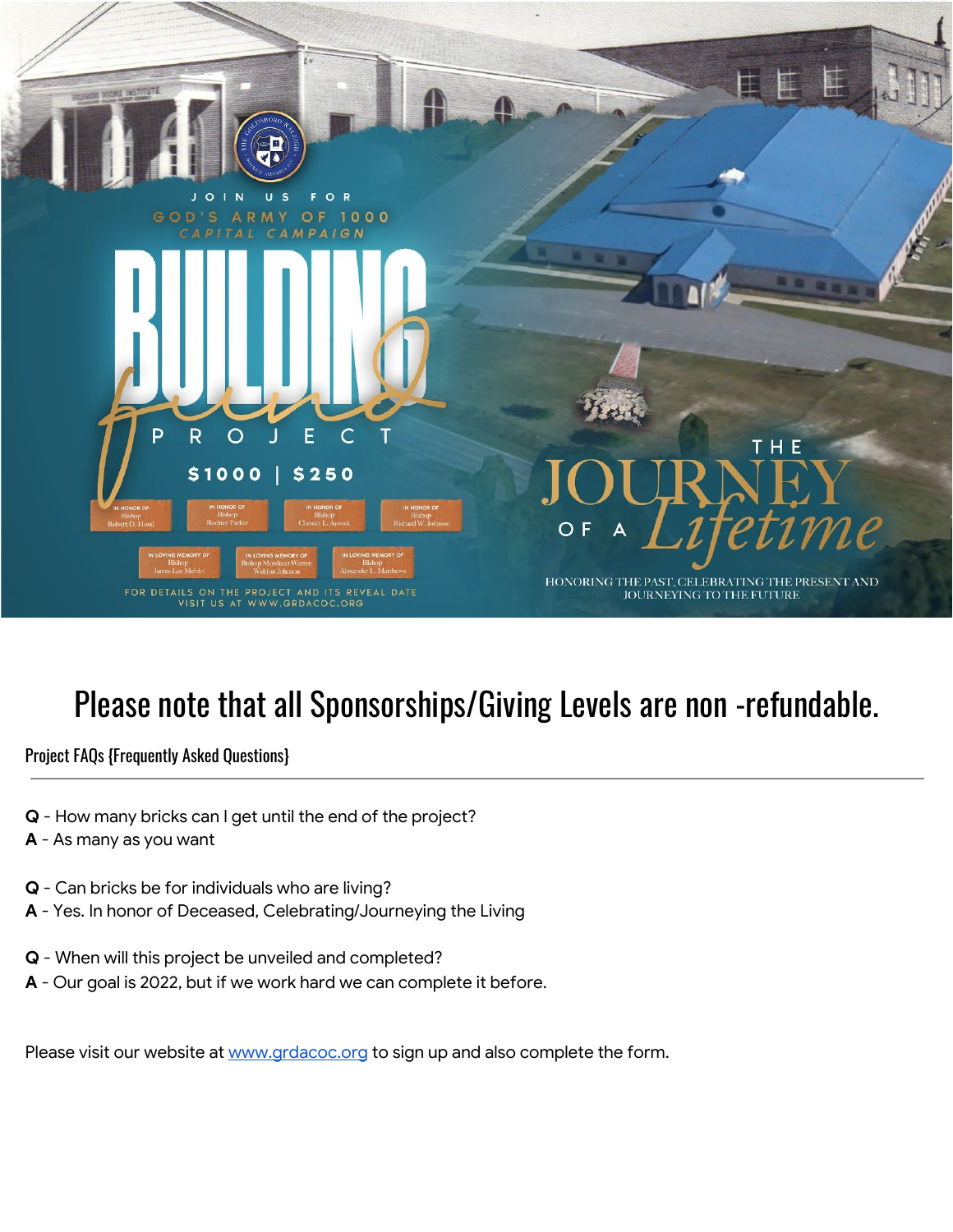JOIN US FOR

GOD'S ARMY OF 1000

CAPITAL CAMPAIGN

# BUILDING *fund* PROJECT

$1000 | $250

IN HONOR OF Bishop Robert D. Hood

IN HONOR OF Bishop Rodney Parker

IN HONOR OF Bishop Chester L. Aycock

IN HONOR OF Bishop Richard W. Johnson

IN LOVING MEMORY OF Bishop James Lee Melvin

IN LOVING MEMORY OF Bishop Mordecai Warren Weldon Johnson

IN LOVING MEMORY OF Bishop Alexander L. Matthews

FOR DETAILS ON THE PROJECT AND ITS REVEAL DATE VISIT US AT WWW.GRDACOC.ORG

THE JOURNEY OF A *Lifetime*

HONORING THE PAST, CELEBRATING THE PRESENT AND JOURNEYING TO THE FUTURE

# Please note that all Sponsorships/Giving Levels are non -refundable.

Project FAQs {Frequently Asked Questions}

---

**Q** - How many bricks can I get until the end of the project?
**A** - As many as you want

**Q** - Can bricks be for individuals who are living?
**A** - Yes. In honor of Deceased, Celebrating/Journeying the Living

**Q** - When will this project be unveiled and completed?
**A** - Our goal is 2022, but if we work hard we can complete it before.

Please visit our website at [www.grdacoc.org](www.grdacoc.org) to sign up and also complete the form.